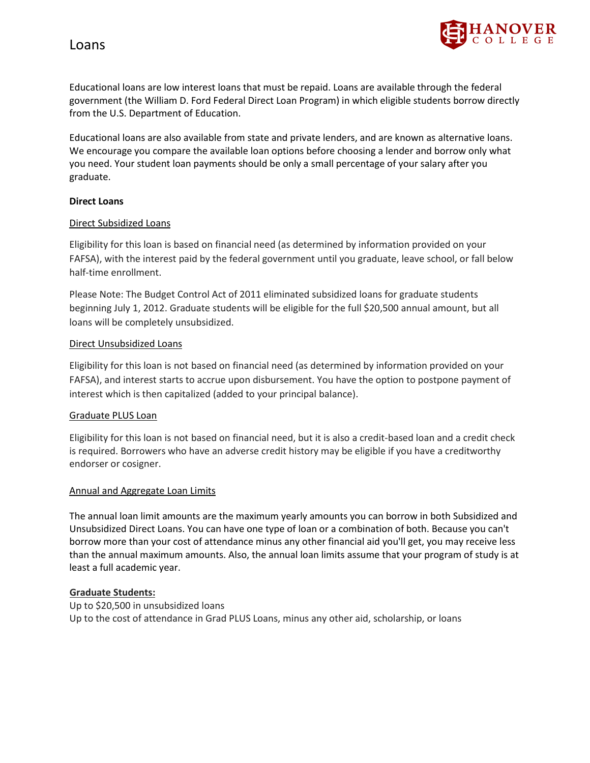# Loans

Educational loans are low interest loans that must be repaid. Loans are available through the federal government (the William D. Ford Federal Direct Loan Program) in which eligible students borrow directly from the U.S. Department of Education.

Educational loans are also available from state and private lenders, and are known as alternative loans. We encourage you compare the available loan options before choosing a lender and borrow only what you need. Your student loan payments should be only a small percentage of your salary after you graduate.

**Direct Loans**

Direct Subsidized Loans

Eligibility for this loan is based on financial need (as determined by information provided on your FAFSA), with the interest paid by the federal government until you graduate, leave school, or fall below half-time enrollment.

Please Note: The Budget Control Act of 2011 eliminated subsidized loans for graduate students beginning July 1, 2012. Graduate students will be eligible for the full $20,500 annual amount, but all loans will be completely unsubsidized.

Direct Unsubsidized Loans

Eligibility for this loan is not based on financial need (as determined by information provided on your FAFSA), and interest starts to accrue upon disbursement. You have the option to postpone payment of interest which is then capitalized (added to your principal balance).

Graduate PLUS Loan

Eligibility for this loan is not based on financial need, but it is also a credit-based loan and a credit check is required. Borrowers who have an adverse credit history may be eligible if you have a creditworthy endorser or cosigner.

Annual and Aggregate Loan Limits

The annual loan limit amounts are the maximum yearly amounts you can borrow in both Subsidized and Unsubsidized Direct Loans. You can have one type of loan or a combination of both. Because you can't borrow more than your cost of attendance minus any other financial aid you'll get, you may receive less than the annual maximum amounts. Also, the annual loan limits assume that your program of study is at least a full academic year.

**Graduate Students:**
Up to $20,500 in unsubsidized loans
Up to the cost of attendance in Grad PLUS Loans, minus any other aid, scholarship, or loans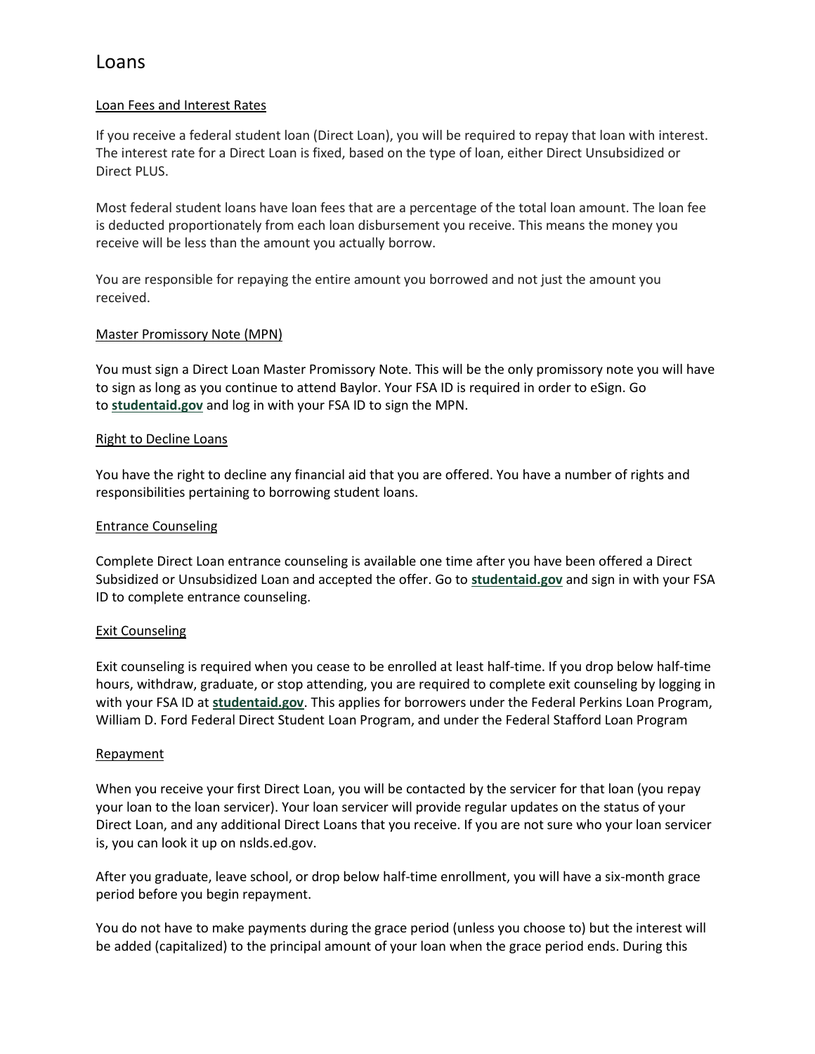# Loans

## Loan Fees and Interest Rates

If you receive a federal student loan (Direct Loan), you will be required to repay that loan with interest. The interest rate for a Direct Loan is fixed, based on the type of loan, either Direct Unsubsidized or Direct PLUS.

Most federal student loans have loan fees that are a percentage of the total loan amount. The loan fee is deducted proportionately from each loan disbursement you receive. This means the money you receive will be less than the amount you actually borrow.

You are responsible for repaying the entire amount you borrowed and not just the amount you received.

## Master Promissory Note (MPN)

You must sign a Direct Loan Master Promissory Note. This will be the only promissory note you will have to sign as long as you continue to attend Baylor. Your FSA ID is required in order to eSign. Go to **studentaid.gov** and log in with your FSA ID to sign the MPN.

## Right to Decline Loans

You have the right to decline any financial aid that you are offered. You have a number of rights and responsibilities pertaining to borrowing student loans.

## Entrance Counseling

Complete Direct Loan entrance counseling is available one time after you have been offered a Direct Subsidized or Unsubsidized Loan and accepted the offer. Go to **studentaid.gov** and sign in with your FSA ID to complete entrance counseling.

## Exit Counseling

Exit counseling is required when you cease to be enrolled at least half-time. If you drop below half-time hours, withdraw, graduate, or stop attending, you are required to complete exit counseling by logging in with your FSA ID at **studentaid.gov**. This applies for borrowers under the Federal Perkins Loan Program, William D. Ford Federal Direct Student Loan Program, and under the Federal Stafford Loan Program

## Repayment

When you receive your first Direct Loan, you will be contacted by the servicer for that loan (you repay your loan to the loan servicer). Your loan servicer will provide regular updates on the status of your Direct Loan, and any additional Direct Loans that you receive. If you are not sure who your loan servicer is, you can look it up on nslds.ed.gov.

After you graduate, leave school, or drop below half-time enrollment, you will have a six-month grace period before you begin repayment.

You do not have to make payments during the grace period (unless you choose to) but the interest will be added (capitalized) to the principal amount of your loan when the grace period ends. During this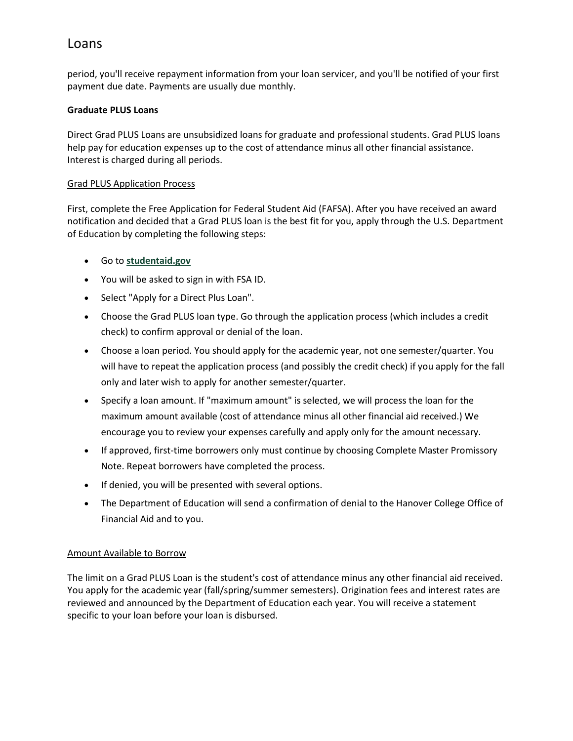period, you'll receive repayment information from your loan servicer, and you'll be notified of your first payment due date. Payments are usually due monthly.

**Graduate PLUS Loans**

Direct Grad PLUS Loans are unsubsidized loans for graduate and professional students. Grad PLUS loans help pay for education expenses up to the cost of attendance minus all other financial assistance. Interest is charged during all periods.

<u>Grad PLUS Application Process</u>

First, complete the Free Application for Federal Student Aid (FAFSA). After you have received an award notification and decided that a Grad PLUS loan is the best fit for you, apply through the U.S. Department of Education by completing the following steps:

- Go to **studentaid.gov**
- You will be asked to sign in with FSA ID.
- Select "Apply for a Direct Plus Loan".
- Choose the Grad PLUS loan type. Go through the application process (which includes a credit check) to confirm approval or denial of the loan.
- Choose a loan period. You should apply for the academic year, not one semester/quarter. You will have to repeat the application process (and possibly the credit check) if you apply for the fall only and later wish to apply for another semester/quarter.
- Specify a loan amount. If "maximum amount" is selected, we will process the loan for the maximum amount available (cost of attendance minus all other financial aid received.) We encourage you to review your expenses carefully and apply only for the amount necessary.
- If approved, first-time borrowers only must continue by choosing Complete Master Promissory Note. Repeat borrowers have completed the process.
- If denied, you will be presented with several options.
- The Department of Education will send a confirmation of denial to the Hanover College Office of Financial Aid and to you.

<u>Amount Available to Borrow</u>

The limit on a Grad PLUS Loan is the student's cost of attendance minus any other financial aid received. You apply for the academic year (fall/spring/summer semesters). Origination fees and interest rates are reviewed and announced by the Department of Education each year. You will receive a statement specific to your loan before your loan is disbursed.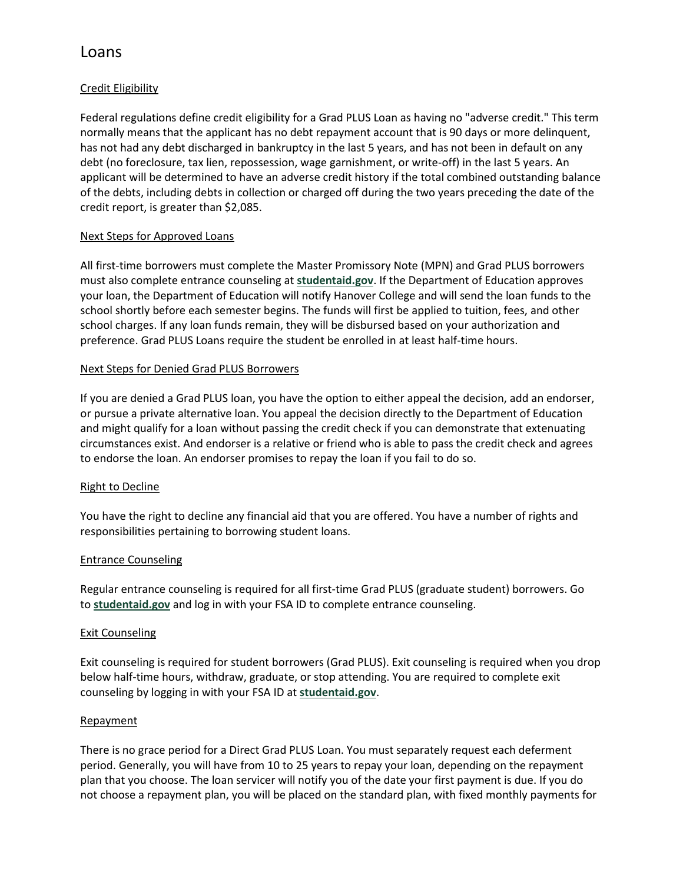# Loans

## Credit Eligibility

Federal regulations define credit eligibility for a Grad PLUS Loan as having no "adverse credit." This term normally means that the applicant has no debt repayment account that is 90 days or more delinquent, has not had any debt discharged in bankruptcy in the last 5 years, and has not been in default on any debt (no foreclosure, tax lien, repossession, wage garnishment, or write-off) in the last 5 years. An applicant will be determined to have an adverse credit history if the total combined outstanding balance of the debts, including debts in collection or charged off during the two years preceding the date of the credit report, is greater than $2,085.

## Next Steps for Approved Loans

All first-time borrowers must complete the Master Promissory Note (MPN) and Grad PLUS borrowers must also complete entrance counseling at **studentaid.gov**. If the Department of Education approves your loan, the Department of Education will notify Hanover College and will send the loan funds to the school shortly before each semester begins. The funds will first be applied to tuition, fees, and other school charges. If any loan funds remain, they will be disbursed based on your authorization and preference. Grad PLUS Loans require the student be enrolled in at least half-time hours.

## Next Steps for Denied Grad PLUS Borrowers

If you are denied a Grad PLUS loan, you have the option to either appeal the decision, add an endorser, or pursue a private alternative loan. You appeal the decision directly to the Department of Education and might qualify for a loan without passing the credit check if you can demonstrate that extenuating circumstances exist. And endorser is a relative or friend who is able to pass the credit check and agrees to endorse the loan. An endorser promises to repay the loan if you fail to do so.

## Right to Decline

You have the right to decline any financial aid that you are offered. You have a number of rights and responsibilities pertaining to borrowing student loans.

## Entrance Counseling

Regular entrance counseling is required for all first-time Grad PLUS (graduate student) borrowers. Go to **studentaid.gov** and log in with your FSA ID to complete entrance counseling.

## Exit Counseling

Exit counseling is required for student borrowers (Grad PLUS). Exit counseling is required when you drop below half-time hours, withdraw, graduate, or stop attending. You are required to complete exit counseling by logging in with your FSA ID at **studentaid.gov**.

## Repayment

There is no grace period for a Direct Grad PLUS Loan. You must separately request each deferment period. Generally, you will have from 10 to 25 years to repay your loan, depending on the repayment plan that you choose. The loan servicer will notify you of the date your first payment is due. If you do not choose a repayment plan, you will be placed on the standard plan, with fixed monthly payments for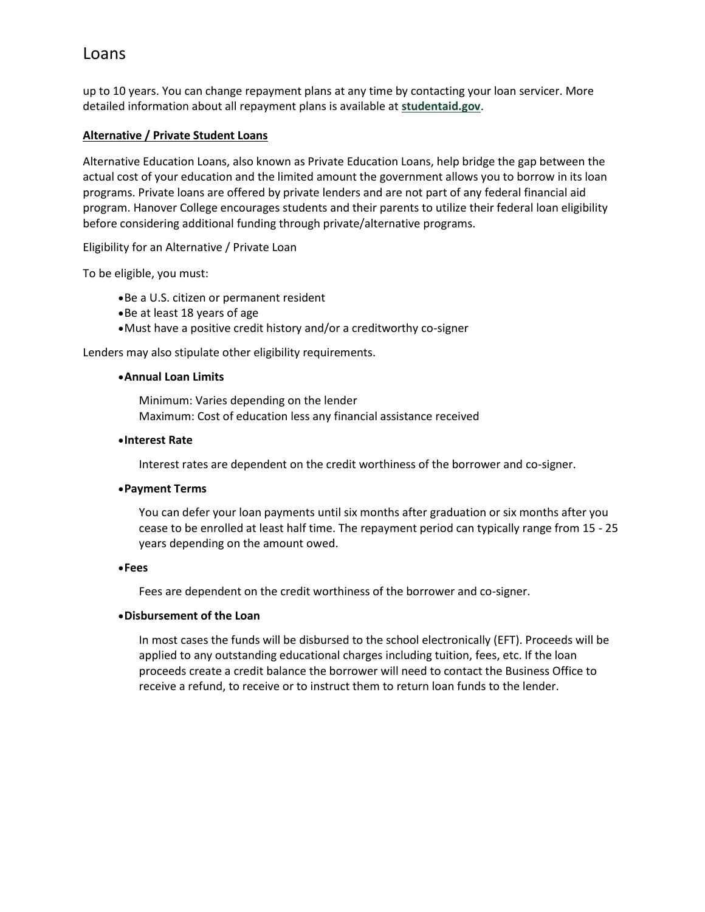up to 10 years. You can change repayment plans at any time by contacting your loan servicer. More detailed information about all repayment plans is available at **studentaid.gov**.

**Alternative / Private Student Loans**

Alternative Education Loans, also known as Private Education Loans, help bridge the gap between the actual cost of your education and the limited amount the government allows you to borrow in its loan programs. Private loans are offered by private lenders and are not part of any federal financial aid program. Hanover College encourages students and their parents to utilize their federal loan eligibility before considering additional funding through private/alternative programs.

Eligibility for an Alternative / Private Loan

To be eligible, you must:

- Be a U.S. citizen or permanent resident
- Be at least 18 years of age
- Must have a positive credit history and/or a creditworthy co-signer

Lenders may also stipulate other eligibility requirements.

- **Annual Loan Limits**

  Minimum: Varies depending on the lender
  Maximum: Cost of education less any financial assistance received

- **Interest Rate**

  Interest rates are dependent on the credit worthiness of the borrower and co-signer.

- **Payment Terms**

  You can defer your loan payments until six months after graduation or six months after you cease to be enrolled at least half time. The repayment period can typically range from 15 - 25 years depending on the amount owed.

- **Fees**

  Fees are dependent on the credit worthiness of the borrower and co-signer.

- **Disbursement of the Loan**

  In most cases the funds will be disbursed to the school electronically (EFT). Proceeds will be applied to any outstanding educational charges including tuition, fees, etc. If the loan proceeds create a credit balance the borrower will need to contact the Business Office to receive a refund, to receive or to instruct them to return loan funds to the lender.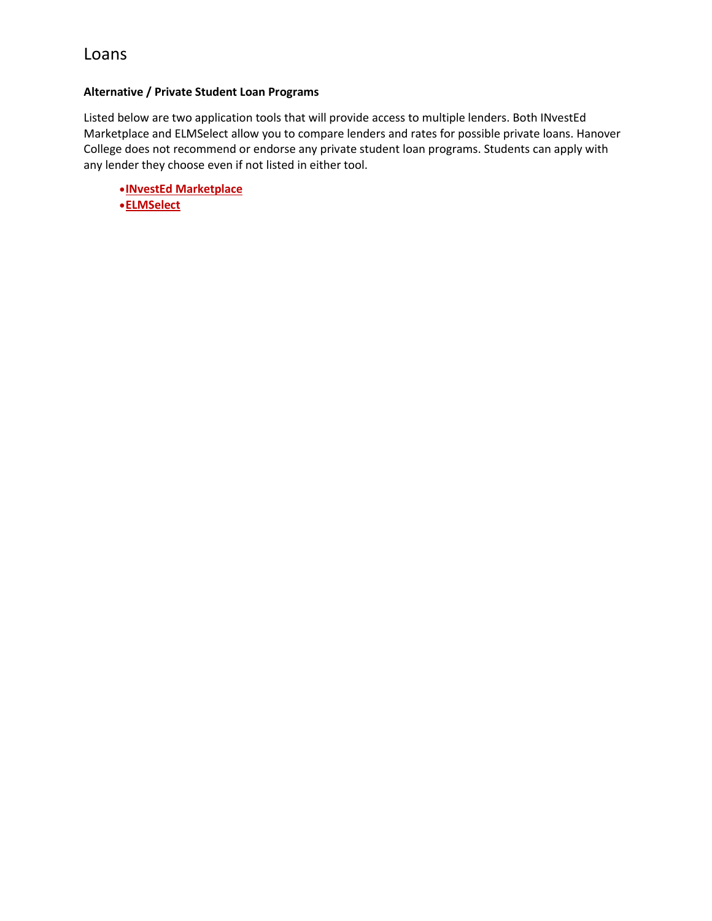# Loans

**Alternative / Private Student Loan Programs**

Listed below are two application tools that will provide access to multiple lenders. Both INvestEd Marketplace and ELMSelect allow you to compare lenders and rates for possible private loans. Hanover College does not recommend or endorse any private student loan programs. Students can apply with any lender they choose even if not listed in either tool.

- **INvestEd Marketplace**
- **ELMSelect**